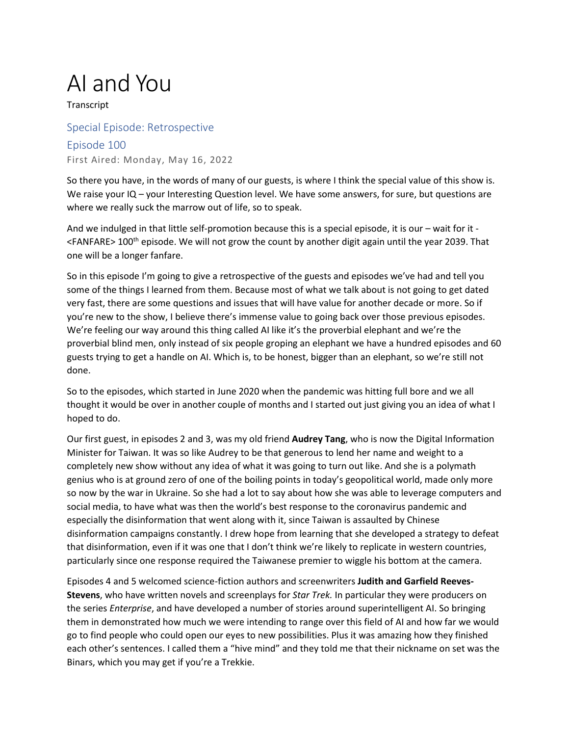# AI and You

Transcript

## Special Episode: Retrospective

## Episode 100

First Aired: Monday, May 16, 2022

So there you have, in the words of many of our guests, is where I think the special value of this show is. We raise your IQ – your Interesting Question level. We have some answers, for sure, but questions are where we really suck the marrow out of life, so to speak.

And we indulged in that little self-promotion because this is a special episode, it is our – wait for it - <FANFARE> 100th episode. We will not grow the count by another digit again until the year 2039. That one will be a longer fanfare.

So in this episode I'm going to give a retrospective of the guests and episodes we've had and tell you some of the things I learned from them. Because most of what we talk about is not going to get dated very fast, there are some questions and issues that will have value for another decade or more. So if you're new to the show, I believe there's immense value to going back over those previous episodes. We're feeling our way around this thing called AI like it's the proverbial elephant and we're the proverbial blind men, only instead of six people groping an elephant we have a hundred episodes and 60 guests trying to get a handle on AI. Which is, to be honest, bigger than an elephant, so we're still not done.

So to the episodes, which started in June 2020 when the pandemic was hitting full bore and we all thought it would be over in another couple of months and I started out just giving you an idea of what I hoped to do.

Our first guest, in episodes 2 and 3, was my old friend **Audrey Tang**, who is now the Digital Information Minister for Taiwan. It was so like Audrey to be that generous to lend her name and weight to a completely new show without any idea of what it was going to turn out like. And she is a polymath genius who is at ground zero of one of the boiling points in today's geopolitical world, made only more so now by the war in Ukraine. So she had a lot to say about how she was able to leverage computers and social media, to have what was then the world's best response to the coronavirus pandemic and especially the disinformation that went along with it, since Taiwan is assaulted by Chinese disinformation campaigns constantly. I drew hope from learning that she developed a strategy to defeat that disinformation, even if it was one that I don't think we're likely to replicate in western countries, particularly since one response required the Taiwanese premier to wiggle his bottom at the camera.

Episodes 4 and 5 welcomed science-fiction authors and screenwriters **Judith and Garfield Reeves-Stevens**, who have written novels and screenplays for *Star Trek.* In particular they were producers on the series *Enterprise*, and have developed a number of stories around superintelligent AI. So bringing them in demonstrated how much we were intending to range over this field of AI and how far we would go to find people who could open our eyes to new possibilities. Plus it was amazing how they finished each other's sentences. I called them a "hive mind" and they told me that their nickname on set was the Binars, which you may get if you're a Trekkie.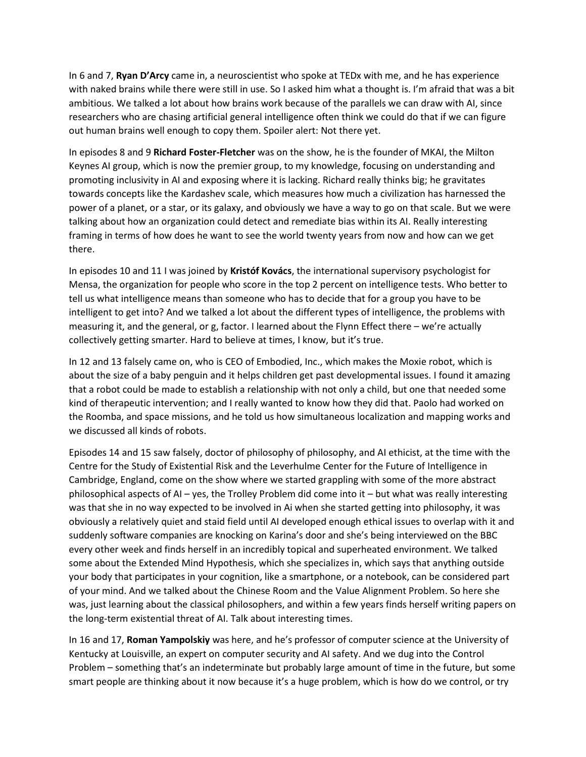In 6 and 7, **Ryan D'Arcy** came in, a neuroscientist who spoke at TEDx with me, and he has experience with naked brains while there were still in use. So I asked him what a thought is. I'm afraid that was a bit ambitious. We talked a lot about how brains work because of the parallels we can draw with AI, since researchers who are chasing artificial general intelligence often think we could do that if we can figure out human brains well enough to copy them. Spoiler alert: Not there yet.

In episodes 8 and 9 **Richard Foster-Fletcher** was on the show, he is the founder of MKAI, the Milton Keynes AI group, which is now the premier group, to my knowledge, focusing on understanding and promoting inclusivity in AI and exposing where it is lacking. Richard really thinks big; he gravitates towards concepts like the Kardashev scale, which measures how much a civilization has harnessed the power of a planet, or a star, or its galaxy, and obviously we have a way to go on that scale. But we were talking about how an organization could detect and remediate bias within its AI. Really interesting framing in terms of how does he want to see the world twenty years from now and how can we get there.

In episodes 10 and 11 I was joined by **Kristóf Kovács**, the international supervisory psychologist for Mensa, the organization for people who score in the top 2 percent on intelligence tests. Who better to tell us what intelligence means than someone who has to decide that for a group you have to be intelligent to get into? And we talked a lot about the different types of intelligence, the problems with measuring it, and the general, or g, factor. I learned about the Flynn Effect there – we're actually collectively getting smarter. Hard to believe at times, I know, but it's true.

In 12 and 13 falsely came on, who is CEO of Embodied, Inc., which makes the Moxie robot, which is about the size of a baby penguin and it helps children get past developmental issues. I found it amazing that a robot could be made to establish a relationship with not only a child, but one that needed some kind of therapeutic intervention; and I really wanted to know how they did that. Paolo had worked on the Roomba, and space missions, and he told us how simultaneous localization and mapping works and we discussed all kinds of robots.

Episodes 14 and 15 saw falsely, doctor of philosophy of philosophy, and AI ethicist, at the time with the Centre for the Study of Existential Risk and the Leverhulme Center for the Future of Intelligence in Cambridge, England, come on the show where we started grappling with some of the more abstract philosophical aspects of AI – yes, the Trolley Problem did come into it – but what was really interesting was that she in no way expected to be involved in Ai when she started getting into philosophy, it was obviously a relatively quiet and staid field until AI developed enough ethical issues to overlap with it and suddenly software companies are knocking on Karina's door and she's being interviewed on the BBC every other week and finds herself in an incredibly topical and superheated environment. We talked some about the Extended Mind Hypothesis, which she specializes in, which says that anything outside your body that participates in your cognition, like a smartphone, or a notebook, can be considered part of your mind. And we talked about the Chinese Room and the Value Alignment Problem. So here she was, just learning about the classical philosophers, and within a few years finds herself writing papers on the long-term existential threat of AI. Talk about interesting times.

In 16 and 17, **Roman Yampolskiy** was here, and he's professor of computer science at the University of Kentucky at Louisville, an expert on computer security and AI safety. And we dug into the Control Problem – something that's an indeterminate but probably large amount of time in the future, but some smart people are thinking about it now because it's a huge problem, which is how do we control, or try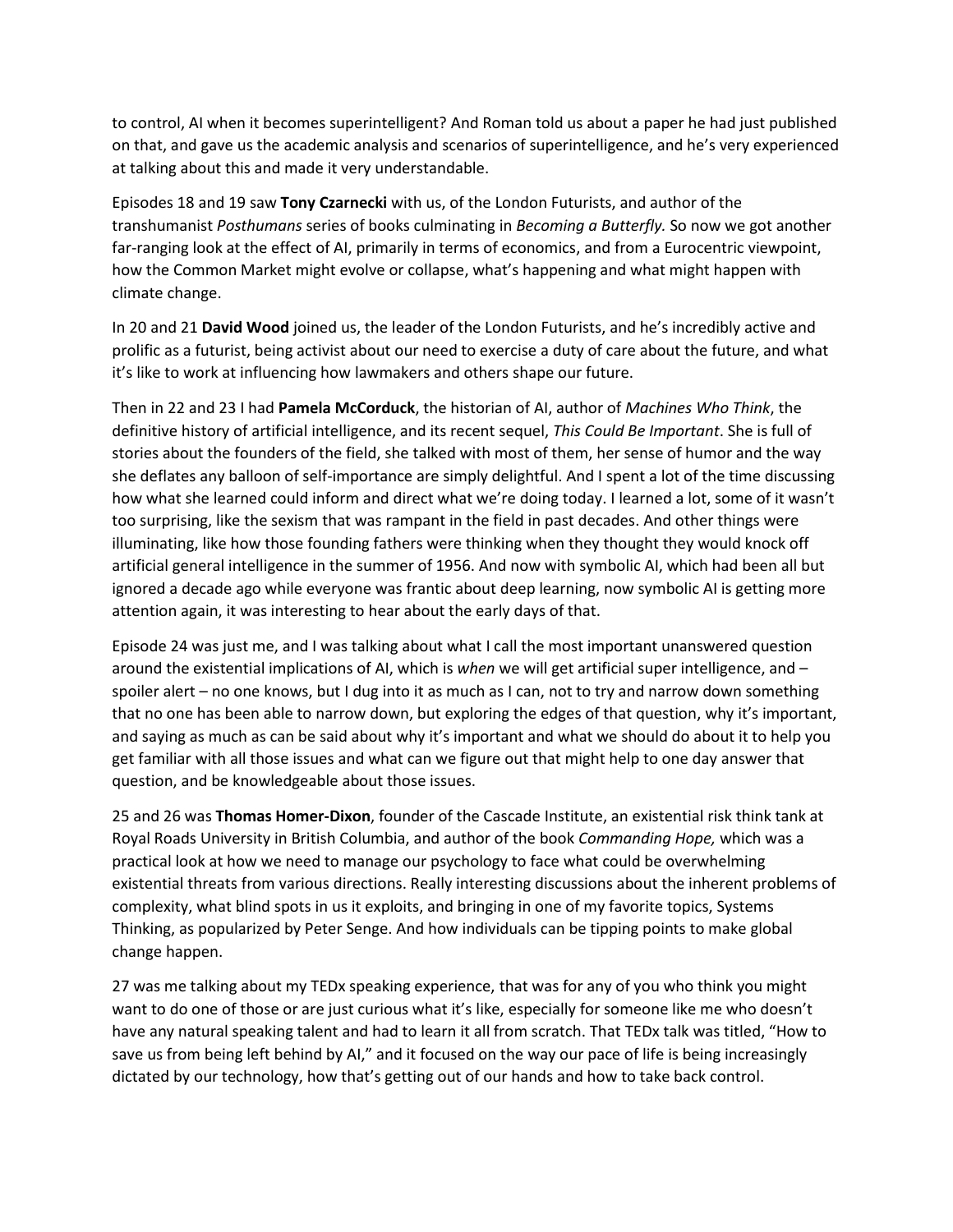to control, AI when it becomes superintelligent? And Roman told us about a paper he had just published on that, and gave us the academic analysis and scenarios of superintelligence, and he's very experienced at talking about this and made it very understandable.

Episodes 18 and 19 saw **Tony Czarnecki** with us, of the London Futurists, and author of the transhumanist *Posthumans* series of books culminating in *Becoming a Butterfly.* So now we got another far-ranging look at the effect of AI, primarily in terms of economics, and from a Eurocentric viewpoint, how the Common Market might evolve or collapse, what's happening and what might happen with climate change.

In 20 and 21 **David Wood** joined us, the leader of the London Futurists, and he's incredibly active and prolific as a futurist, being activist about our need to exercise a duty of care about the future, and what it's like to work at influencing how lawmakers and others shape our future.

Then in 22 and 23 I had **Pamela McCorduck**, the historian of AI, author of *Machines Who Think*, the definitive history of artificial intelligence, and its recent sequel, *This Could Be Important*. She is full of stories about the founders of the field, she talked with most of them, her sense of humor and the way she deflates any balloon of self-importance are simply delightful. And I spent a lot of the time discussing how what she learned could inform and direct what we're doing today. I learned a lot, some of it wasn't too surprising, like the sexism that was rampant in the field in past decades. And other things were illuminating, like how those founding fathers were thinking when they thought they would knock off artificial general intelligence in the summer of 1956. And now with symbolic AI, which had been all but ignored a decade ago while everyone was frantic about deep learning, now symbolic AI is getting more attention again, it was interesting to hear about the early days of that.

Episode 24 was just me, and I was talking about what I call the most important unanswered question around the existential implications of AI, which is *when* we will get artificial super intelligence, and – spoiler alert – no one knows, but I dug into it as much as I can, not to try and narrow down something that no one has been able to narrow down, but exploring the edges of that question, why it's important, and saying as much as can be said about why it's important and what we should do about it to help you get familiar with all those issues and what can we figure out that might help to one day answer that question, and be knowledgeable about those issues.

25 and 26 was **Thomas Homer-Dixon**, founder of the Cascade Institute, an existential risk think tank at Royal Roads University in British Columbia, and author of the book *Commanding Hope,* which was a practical look at how we need to manage our psychology to face what could be overwhelming existential threats from various directions. Really interesting discussions about the inherent problems of complexity, what blind spots in us it exploits, and bringing in one of my favorite topics, Systems Thinking, as popularized by Peter Senge. And how individuals can be tipping points to make global change happen.

27 was me talking about my TEDx speaking experience, that was for any of you who think you might want to do one of those or are just curious what it's like, especially for someone like me who doesn't have any natural speaking talent and had to learn it all from scratch. That TEDx talk was titled, "How to save us from being left behind by AI," and it focused on the way our pace of life is being increasingly dictated by our technology, how that's getting out of our hands and how to take back control.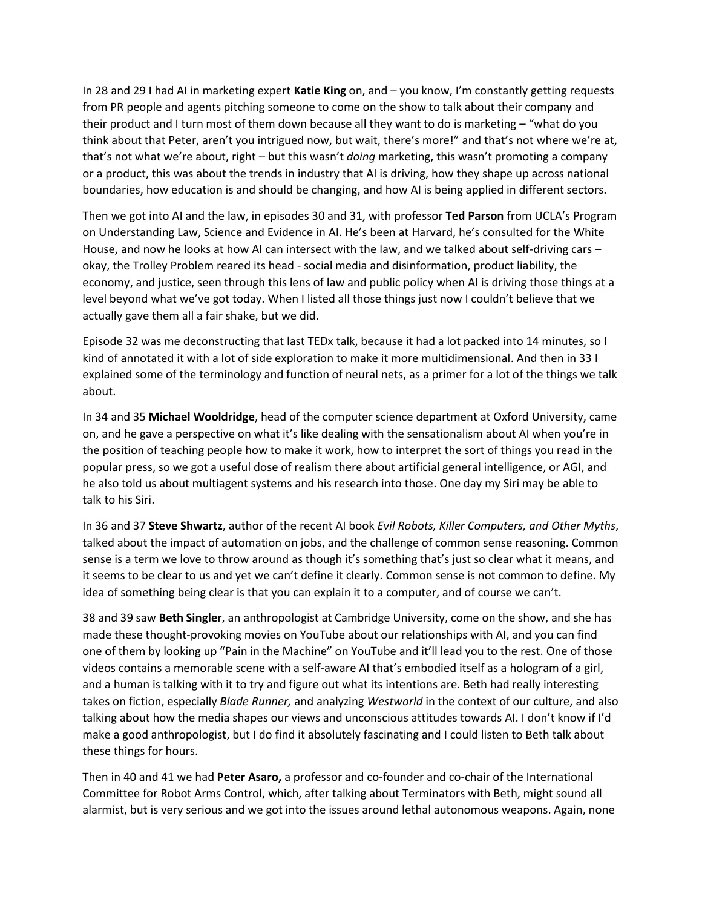In 28 and 29 I had AI in marketing expert **Katie King** on, and – you know, I'm constantly getting requests from PR people and agents pitching someone to come on the show to talk about their company and their product and I turn most of them down because all they want to do is marketing – "what do you think about that Peter, aren't you intrigued now, but wait, there's more!" and that's not where we're at, that's not what we're about, right – but this wasn't *doing* marketing, this wasn't promoting a company or a product, this was about the trends in industry that AI is driving, how they shape up across national boundaries, how education is and should be changing, and how AI is being applied in different sectors.

Then we got into AI and the law, in episodes 30 and 31, with professor **Ted Parson** from UCLA's Program on Understanding Law, Science and Evidence in AI. He's been at Harvard, he's consulted for the White House, and now he looks at how AI can intersect with the law, and we talked about self-driving cars – okay, the Trolley Problem reared its head - social media and disinformation, product liability, the economy, and justice, seen through this lens of law and public policy when AI is driving those things at a level beyond what we've got today. When I listed all those things just now I couldn't believe that we actually gave them all a fair shake, but we did.

Episode 32 was me deconstructing that last TEDx talk, because it had a lot packed into 14 minutes, so I kind of annotated it with a lot of side exploration to make it more multidimensional. And then in 33 I explained some of the terminology and function of neural nets, as a primer for a lot of the things we talk about.

In 34 and 35 **Michael Wooldridge**, head of the computer science department at Oxford University, came on, and he gave a perspective on what it's like dealing with the sensationalism about AI when you're in the position of teaching people how to make it work, how to interpret the sort of things you read in the popular press, so we got a useful dose of realism there about artificial general intelligence, or AGI, and he also told us about multiagent systems and his research into those. One day my Siri may be able to talk to his Siri.

In 36 and 37 **Steve Shwartz**, author of the recent AI book *Evil Robots, Killer Computers, and Other Myths*, talked about the impact of automation on jobs, and the challenge of common sense reasoning. Common sense is a term we love to throw around as though it's something that's just so clear what it means, and it seems to be clear to us and yet we can't define it clearly. Common sense is not common to define. My idea of something being clear is that you can explain it to a computer, and of course we can't.

38 and 39 saw **Beth Singler**, an anthropologist at Cambridge University, come on the show, and she has made these thought-provoking movies on YouTube about our relationships with AI, and you can find one of them by looking up "Pain in the Machine" on YouTube and it'll lead you to the rest. One of those videos contains a memorable scene with a self-aware AI that's embodied itself as a hologram of a girl, and a human is talking with it to try and figure out what its intentions are. Beth had really interesting takes on fiction, especially *Blade Runner,* and analyzing *Westworld* in the context of our culture, and also talking about how the media shapes our views and unconscious attitudes towards AI. I don't know if I'd make a good anthropologist, but I do find it absolutely fascinating and I could listen to Beth talk about these things for hours.

Then in 40 and 41 we had **Peter Asaro,** a professor and co-founder and co-chair of the International Committee for Robot Arms Control, which, after talking about Terminators with Beth, might sound all alarmist, but is very serious and we got into the issues around lethal autonomous weapons. Again, none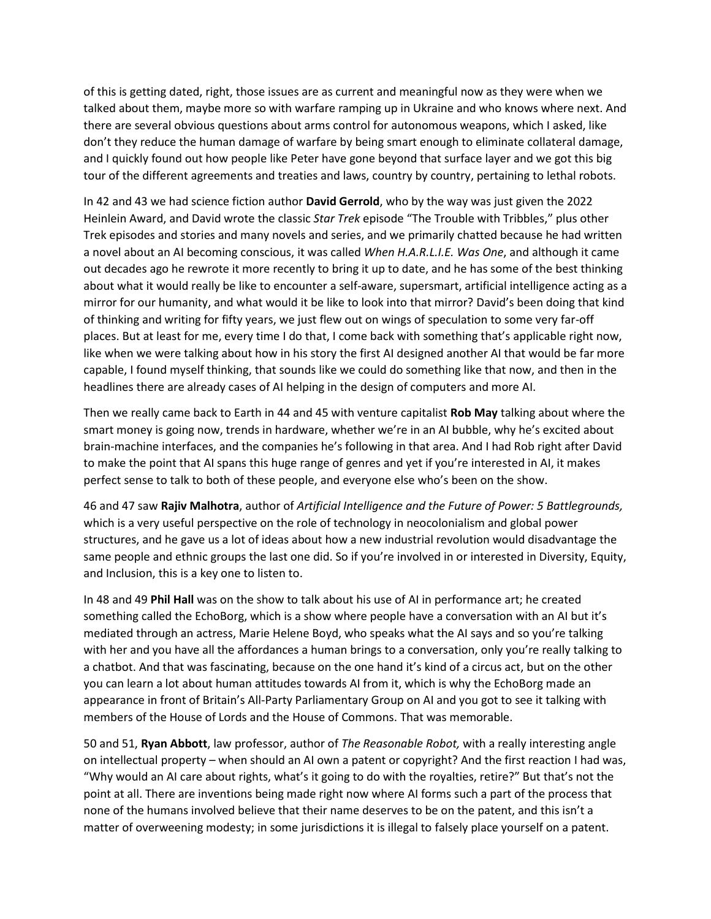of this is getting dated, right, those issues are as current and meaningful now as they were when we talked about them, maybe more so with warfare ramping up in Ukraine and who knows where next. And there are several obvious questions about arms control for autonomous weapons, which I asked, like don't they reduce the human damage of warfare by being smart enough to eliminate collateral damage, and I quickly found out how people like Peter have gone beyond that surface layer and we got this big tour of the different agreements and treaties and laws, country by country, pertaining to lethal robots.

In 42 and 43 we had science fiction author **David Gerrold**, who by the way was just given the 2022 Heinlein Award, and David wrote the classic *Star Trek* episode "The Trouble with Tribbles," plus other Trek episodes and stories and many novels and series, and we primarily chatted because he had written a novel about an AI becoming conscious, it was called *When H.A.R.L.I.E. Was One*, and although it came out decades ago he rewrote it more recently to bring it up to date, and he has some of the best thinking about what it would really be like to encounter a self-aware, supersmart, artificial intelligence acting as a mirror for our humanity, and what would it be like to look into that mirror? David's been doing that kind of thinking and writing for fifty years, we just flew out on wings of speculation to some very far-off places. But at least for me, every time I do that, I come back with something that's applicable right now, like when we were talking about how in his story the first AI designed another AI that would be far more capable, I found myself thinking, that sounds like we could do something like that now, and then in the headlines there are already cases of AI helping in the design of computers and more AI.

Then we really came back to Earth in 44 and 45 with venture capitalist **Rob May** talking about where the smart money is going now, trends in hardware, whether we're in an AI bubble, why he's excited about brain-machine interfaces, and the companies he's following in that area. And I had Rob right after David to make the point that AI spans this huge range of genres and yet if you're interested in AI, it makes perfect sense to talk to both of these people, and everyone else who's been on the show.

46 and 47 saw **Rajiv Malhotra**, author of *Artificial Intelligence and the Future of Power: 5 Battlegrounds,* which is a very useful perspective on the role of technology in neocolonialism and global power structures, and he gave us a lot of ideas about how a new industrial revolution would disadvantage the same people and ethnic groups the last one did. So if you're involved in or interested in Diversity, Equity, and Inclusion, this is a key one to listen to.

In 48 and 49 **Phil Hall** was on the show to talk about his use of AI in performance art; he created something called the EchoBorg, which is a show where people have a conversation with an AI but it's mediated through an actress, Marie Helene Boyd, who speaks what the AI says and so you're talking with her and you have all the affordances a human brings to a conversation, only you're really talking to a chatbot. And that was fascinating, because on the one hand it's kind of a circus act, but on the other you can learn a lot about human attitudes towards AI from it, which is why the EchoBorg made an appearance in front of Britain's All-Party Parliamentary Group on AI and you got to see it talking with members of the House of Lords and the House of Commons. That was memorable.

50 and 51, **Ryan Abbott**, law professor, author of *The Reasonable Robot,* with a really interesting angle on intellectual property – when should an AI own a patent or copyright? And the first reaction I had was, "Why would an AI care about rights, what's it going to do with the royalties, retire?" But that's not the point at all. There are inventions being made right now where AI forms such a part of the process that none of the humans involved believe that their name deserves to be on the patent, and this isn't a matter of overweening modesty; in some jurisdictions it is illegal to falsely place yourself on a patent.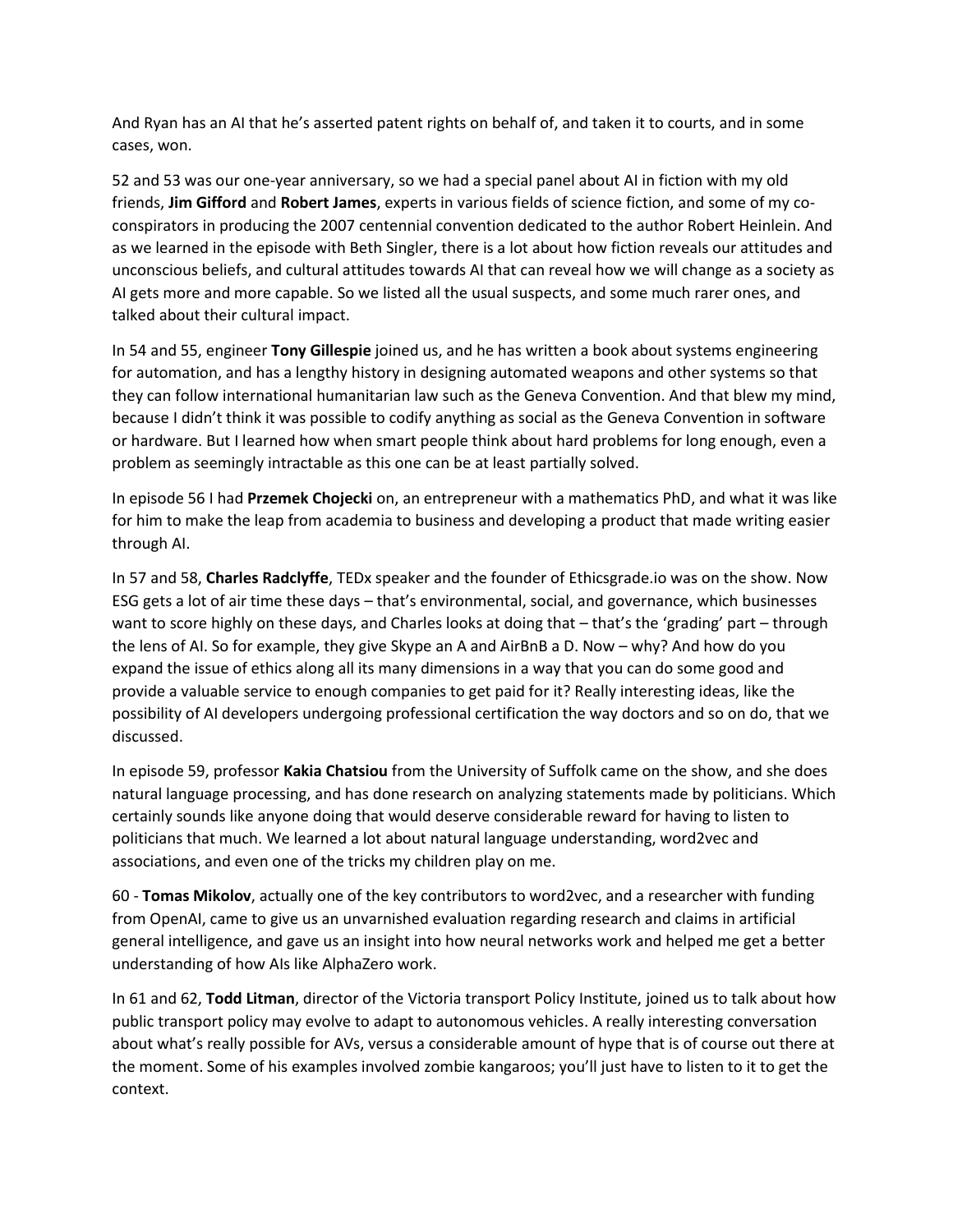And Ryan has an AI that he's asserted patent rights on behalf of, and taken it to courts, and in some cases, won.

52 and 53 was our one-year anniversary, so we had a special panel about AI in fiction with my old friends, **Jim Gifford** and **Robert James**, experts in various fields of science fiction, and some of my co-conspirators in producing the 2007 centennial convention dedicated to the author Robert Heinlein. And as we learned in the episode with Beth Singler, there is a lot about how fiction reveals our attitudes and unconscious beliefs, and cultural attitudes towards AI that can reveal how we will change as a society as AI gets more and more capable. So we listed all the usual suspects, and some much rarer ones, and talked about their cultural impact.

In 54 and 55, engineer **Tony Gillespie** joined us, and he has written a book about systems engineering for automation, and has a lengthy history in designing automated weapons and other systems so that they can follow international humanitarian law such as the Geneva Convention. And that blew my mind, because I didn't think it was possible to codify anything as social as the Geneva Convention in software or hardware. But I learned how when smart people think about hard problems for long enough, even a problem as seemingly intractable as this one can be at least partially solved.

In episode 56 I had **Przemek Chojecki** on, an entrepreneur with a mathematics PhD, and what it was like for him to make the leap from academia to business and developing a product that made writing easier through AI.

In 57 and 58, **Charles Radclyffe**, TEDx speaker and the founder of Ethicsgrade.io was on the show. Now ESG gets a lot of air time these days – that's environmental, social, and governance, which businesses want to score highly on these days, and Charles looks at doing that – that's the 'grading' part – through the lens of AI. So for example, they give Skype an A and AirBnB a D. Now – why? And how do you expand the issue of ethics along all its many dimensions in a way that you can do some good and provide a valuable service to enough companies to get paid for it? Really interesting ideas, like the possibility of AI developers undergoing professional certification the way doctors and so on do, that we discussed.

In episode 59, professor **Kakia Chatsiou** from the University of Suffolk came on the show, and she does natural language processing, and has done research on analyzing statements made by politicians. Which certainly sounds like anyone doing that would deserve considerable reward for having to listen to politicians that much. We learned a lot about natural language understanding, word2vec and associations, and even one of the tricks my children play on me.

60 - **Tomas Mikolov**, actually one of the key contributors to word2vec, and a researcher with funding from OpenAI, came to give us an unvarnished evaluation regarding research and claims in artificial general intelligence, and gave us an insight into how neural networks work and helped me get a better understanding of how AIs like AlphaZero work.

In 61 and 62, **Todd Litman**, director of the Victoria transport Policy Institute, joined us to talk about how public transport policy may evolve to adapt to autonomous vehicles. A really interesting conversation about what's really possible for AVs, versus a considerable amount of hype that is of course out there at the moment. Some of his examples involved zombie kangaroos; you'll just have to listen to it to get the context.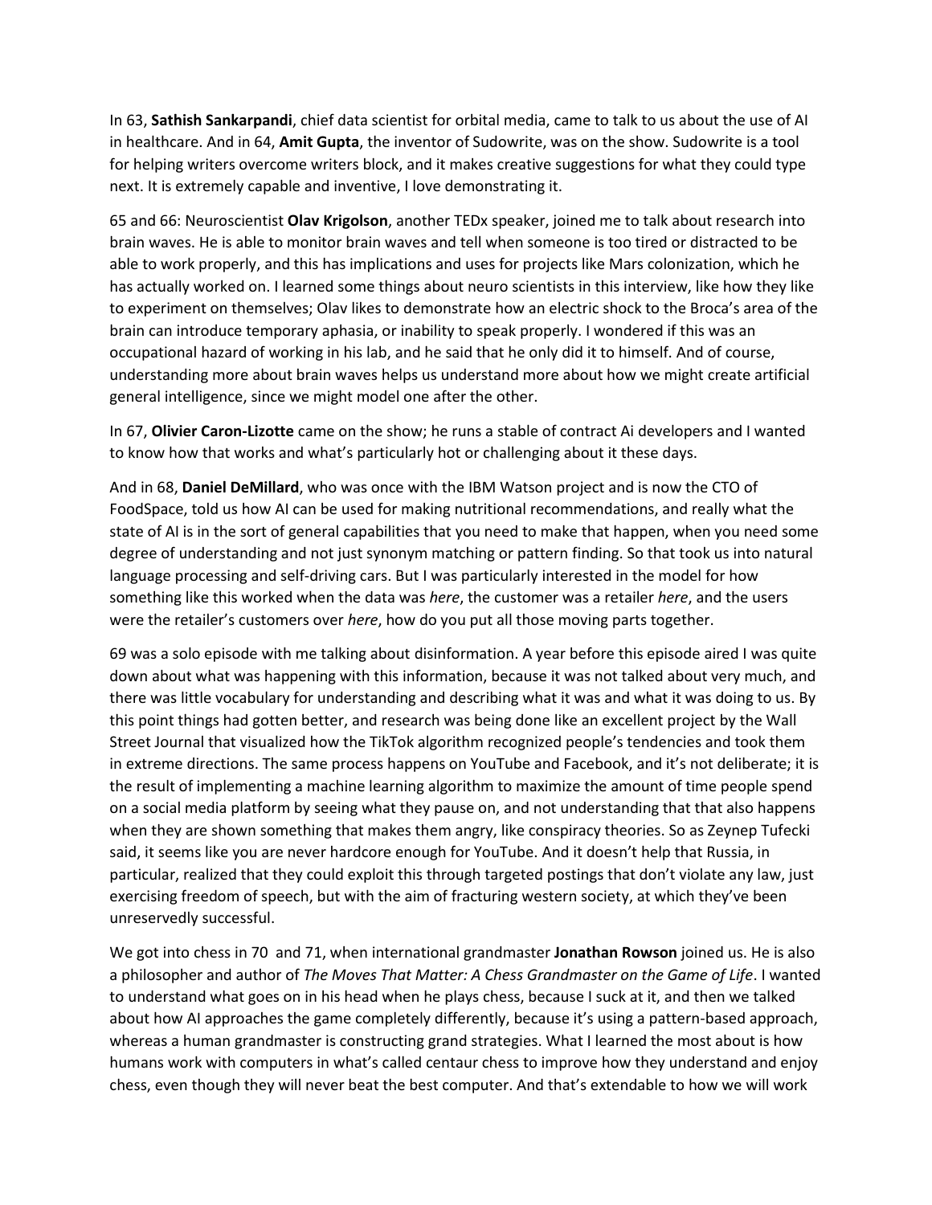In 63, **Sathish Sankarpandi**, chief data scientist for orbital media, came to talk to us about the use of AI in healthcare. And in 64, **Amit Gupta**, the inventor of Sudowrite, was on the show. Sudowrite is a tool for helping writers overcome writers block, and it makes creative suggestions for what they could type next. It is extremely capable and inventive, I love demonstrating it.

65 and 66: Neuroscientist **Olav Krigolson**, another TEDx speaker, joined me to talk about research into brain waves. He is able to monitor brain waves and tell when someone is too tired or distracted to be able to work properly, and this has implications and uses for projects like Mars colonization, which he has actually worked on. I learned some things about neuro scientists in this interview, like how they like to experiment on themselves; Olav likes to demonstrate how an electric shock to the Broca's area of the brain can introduce temporary aphasia, or inability to speak properly. I wondered if this was an occupational hazard of working in his lab, and he said that he only did it to himself. And of course, understanding more about brain waves helps us understand more about how we might create artificial general intelligence, since we might model one after the other.

In 67, **Olivier Caron-Lizotte** came on the show; he runs a stable of contract Ai developers and I wanted to know how that works and what's particularly hot or challenging about it these days.

And in 68, **Daniel DeMillard**, who was once with the IBM Watson project and is now the CTO of FoodSpace, told us how AI can be used for making nutritional recommendations, and really what the state of AI is in the sort of general capabilities that you need to make that happen, when you need some degree of understanding and not just synonym matching or pattern finding. So that took us into natural language processing and self-driving cars. But I was particularly interested in the model for how something like this worked when the data was *here*, the customer was a retailer *here*, and the users were the retailer's customers over *here*, how do you put all those moving parts together.

69 was a solo episode with me talking about disinformation. A year before this episode aired I was quite down about what was happening with this information, because it was not talked about very much, and there was little vocabulary for understanding and describing what it was and what it was doing to us. By this point things had gotten better, and research was being done like an excellent project by the Wall Street Journal that visualized how the TikTok algorithm recognized people's tendencies and took them in extreme directions. The same process happens on YouTube and Facebook, and it's not deliberate; it is the result of implementing a machine learning algorithm to maximize the amount of time people spend on a social media platform by seeing what they pause on, and not understanding that that also happens when they are shown something that makes them angry, like conspiracy theories. So as Zeynep Tufecki said, it seems like you are never hardcore enough for YouTube. And it doesn't help that Russia, in particular, realized that they could exploit this through targeted postings that don't violate any law, just exercising freedom of speech, but with the aim of fracturing western society, at which they've been unreservedly successful.

We got into chess in 70 and 71, when international grandmaster **Jonathan Rowson** joined us. He is also a philosopher and author of *The Moves That Matter: A Chess Grandmaster on the Game of Life*. I wanted to understand what goes on in his head when he plays chess, because I suck at it, and then we talked about how AI approaches the game completely differently, because it's using a pattern-based approach, whereas a human grandmaster is constructing grand strategies. What I learned the most about is how humans work with computers in what's called centaur chess to improve how they understand and enjoy chess, even though they will never beat the best computer. And that's extendable to how we will work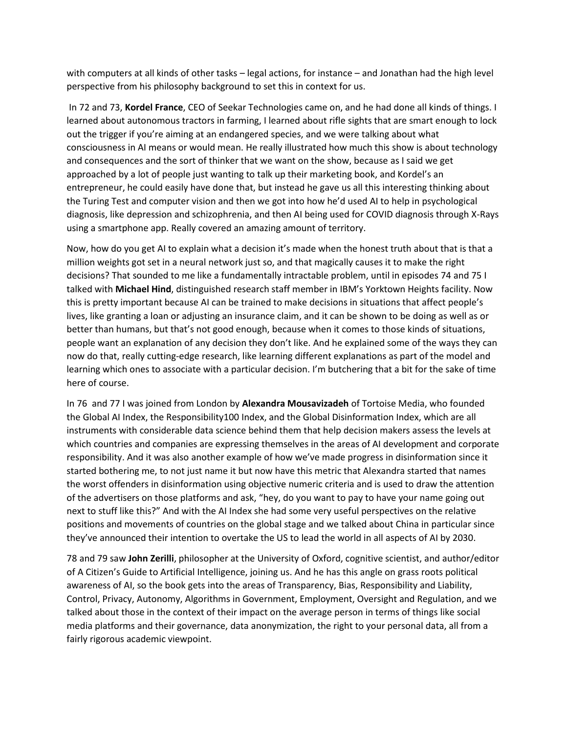with computers at all kinds of other tasks – legal actions, for instance – and Jonathan had the high level perspective from his philosophy background to set this in context for us.

In 72 and 73, **Kordel France**, CEO of Seekar Technologies came on, and he had done all kinds of things. I learned about autonomous tractors in farming, I learned about rifle sights that are smart enough to lock out the trigger if you're aiming at an endangered species, and we were talking about what consciousness in AI means or would mean. He really illustrated how much this show is about technology and consequences and the sort of thinker that we want on the show, because as I said we get approached by a lot of people just wanting to talk up their marketing book, and Kordel's an entrepreneur, he could easily have done that, but instead he gave us all this interesting thinking about the Turing Test and computer vision and then we got into how he'd used AI to help in psychological diagnosis, like depression and schizophrenia, and then AI being used for COVID diagnosis through X-Rays using a smartphone app. Really covered an amazing amount of territory.

Now, how do you get AI to explain what a decision it's made when the honest truth about that is that a million weights got set in a neural network just so, and that magically causes it to make the right decisions? That sounded to me like a fundamentally intractable problem, until in episodes 74 and 75 I talked with **Michael Hind**, distinguished research staff member in IBM's Yorktown Heights facility. Now this is pretty important because AI can be trained to make decisions in situations that affect people's lives, like granting a loan or adjusting an insurance claim, and it can be shown to be doing as well as or better than humans, but that's not good enough, because when it comes to those kinds of situations, people want an explanation of any decision they don't like. And he explained some of the ways they can now do that, really cutting-edge research, like learning different explanations as part of the model and learning which ones to associate with a particular decision. I'm butchering that a bit for the sake of time here of course.

In 76 and 77 I was joined from London by **Alexandra Mousavizadeh** of Tortoise Media, who founded the Global AI Index, the Responsibility100 Index, and the Global Disinformation Index, which are all instruments with considerable data science behind them that help decision makers assess the levels at which countries and companies are expressing themselves in the areas of AI development and corporate responsibility. And it was also another example of how we've made progress in disinformation since it started bothering me, to not just name it but now have this metric that Alexandra started that names the worst offenders in disinformation using objective numeric criteria and is used to draw the attention of the advertisers on those platforms and ask, "hey, do you want to pay to have your name going out next to stuff like this?" And with the AI Index she had some very useful perspectives on the relative positions and movements of countries on the global stage and we talked about China in particular since they've announced their intention to overtake the US to lead the world in all aspects of AI by 2030.

78 and 79 saw **John Zerilli**, philosopher at the University of Oxford, cognitive scientist, and author/editor of A Citizen's Guide to Artificial Intelligence, joining us. And he has this angle on grass roots political awareness of AI, so the book gets into the areas of Transparency, Bias, Responsibility and Liability, Control, Privacy, Autonomy, Algorithms in Government, Employment, Oversight and Regulation, and we talked about those in the context of their impact on the average person in terms of things like social media platforms and their governance, data anonymization, the right to your personal data, all from a fairly rigorous academic viewpoint.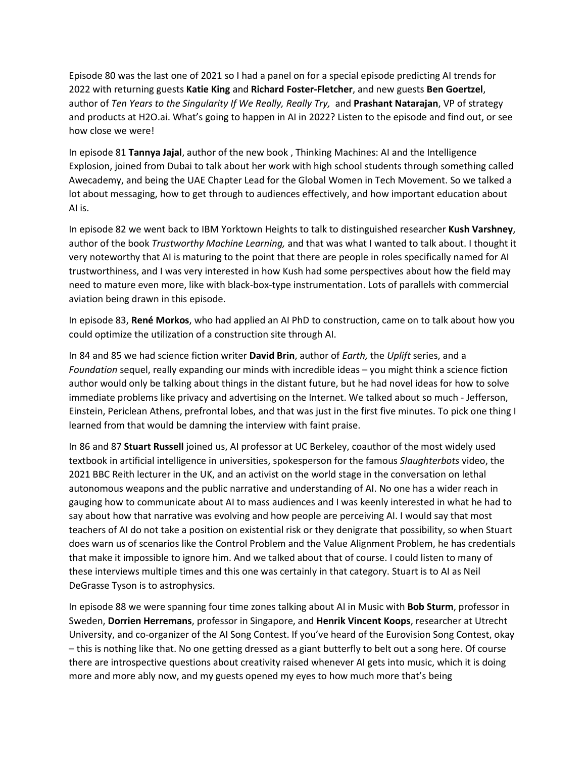Episode 80 was the last one of 2021 so I had a panel on for a special episode predicting AI trends for 2022 with returning guests **Katie King** and **Richard Foster-Fletcher**, and new guests **Ben Goertzel**, author of *Ten Years to the Singularity If We Really, Really Try,* and **Prashant Natarajan**, VP of strategy and products at H2O.ai. What's going to happen in AI in 2022? Listen to the episode and find out, or see how close we were!

In episode 81 **Tannya Jajal**, author of the new book , Thinking Machines: AI and the Intelligence Explosion, joined from Dubai to talk about her work with high school students through something called Awecademy, and being the UAE Chapter Lead for the Global Women in Tech Movement. So we talked a lot about messaging, how to get through to audiences effectively, and how important education about AI is.

In episode 82 we went back to IBM Yorktown Heights to talk to distinguished researcher **Kush Varshney**, author of the book *Trustworthy Machine Learning,* and that was what I wanted to talk about. I thought it very noteworthy that AI is maturing to the point that there are people in roles specifically named for AI trustworthiness, and I was very interested in how Kush had some perspectives about how the field may need to mature even more, like with black-box-type instrumentation. Lots of parallels with commercial aviation being drawn in this episode.

In episode 83, **René Morkos**, who had applied an AI PhD to construction, came on to talk about how you could optimize the utilization of a construction site through AI.

In 84 and 85 we had science fiction writer **David Brin**, author of *Earth,* the *Uplift* series, and a *Foundation* sequel, really expanding our minds with incredible ideas – you might think a science fiction author would only be talking about things in the distant future, but he had novel ideas for how to solve immediate problems like privacy and advertising on the Internet. We talked about so much - Jefferson, Einstein, Periclean Athens, prefrontal lobes, and that was just in the first five minutes. To pick one thing I learned from that would be damning the interview with faint praise.

In 86 and 87 **Stuart Russell** joined us, AI professor at UC Berkeley, coauthor of the most widely used textbook in artificial intelligence in universities, spokesperson for the famous *Slaughterbots* video, the 2021 BBC Reith lecturer in the UK, and an activist on the world stage in the conversation on lethal autonomous weapons and the public narrative and understanding of AI. No one has a wider reach in gauging how to communicate about AI to mass audiences and I was keenly interested in what he had to say about how that narrative was evolving and how people are perceiving AI. I would say that most teachers of AI do not take a position on existential risk or they denigrate that possibility, so when Stuart does warn us of scenarios like the Control Problem and the Value Alignment Problem, he has credentials that make it impossible to ignore him. And we talked about that of course. I could listen to many of these interviews multiple times and this one was certainly in that category. Stuart is to AI as Neil DeGrasse Tyson is to astrophysics.

In episode 88 we were spanning four time zones talking about AI in Music with **Bob Sturm**, professor in Sweden, **Dorrien Herremans**, professor in Singapore, and **Henrik Vincent Koops**, researcher at Utrecht University, and co-organizer of the AI Song Contest. If you've heard of the Eurovision Song Contest, okay – this is nothing like that. No one getting dressed as a giant butterfly to belt out a song here. Of course there are introspective questions about creativity raised whenever AI gets into music, which it is doing more and more ably now, and my guests opened my eyes to how much more that's being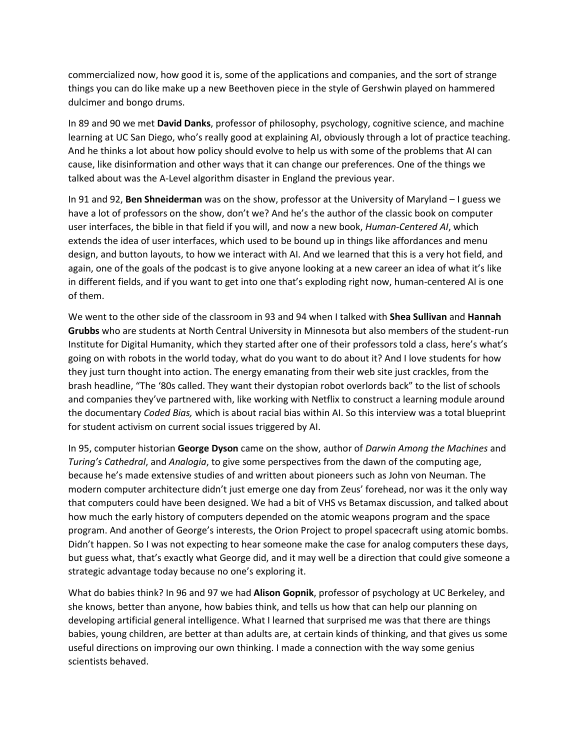commercialized now, how good it is, some of the applications and companies, and the sort of strange things you can do like make up a new Beethoven piece in the style of Gershwin played on hammered dulcimer and bongo drums.

In 89 and 90 we met **David Danks**, professor of philosophy, psychology, cognitive science, and machine learning at UC San Diego, who's really good at explaining AI, obviously through a lot of practice teaching. And he thinks a lot about how policy should evolve to help us with some of the problems that AI can cause, like disinformation and other ways that it can change our preferences. One of the things we talked about was the A-Level algorithm disaster in England the previous year.

In 91 and 92, **Ben Shneiderman** was on the show, professor at the University of Maryland – I guess we have a lot of professors on the show, don't we? And he's the author of the classic book on computer user interfaces, the bible in that field if you will, and now a new book, *Human-Centered AI*, which extends the idea of user interfaces, which used to be bound up in things like affordances and menu design, and button layouts, to how we interact with AI. And we learned that this is a very hot field, and again, one of the goals of the podcast is to give anyone looking at a new career an idea of what it's like in different fields, and if you want to get into one that's exploding right now, human-centered AI is one of them.

We went to the other side of the classroom in 93 and 94 when I talked with **Shea Sullivan** and **Hannah Grubbs** who are students at North Central University in Minnesota but also members of the student-run Institute for Digital Humanity, which they started after one of their professors told a class, here's what's going on with robots in the world today, what do you want to do about it? And I love students for how they just turn thought into action. The energy emanating from their web site just crackles, from the brash headline, "The '80s called. They want their dystopian robot overlords back" to the list of schools and companies they've partnered with, like working with Netflix to construct a learning module around the documentary *Coded Bias,* which is about racial bias within AI. So this interview was a total blueprint for student activism on current social issues triggered by AI.

In 95, computer historian **George Dyson** came on the show, author of *Darwin Among the Machines* and *Turing's Cathedral*, and *Analogia*, to give some perspectives from the dawn of the computing age, because he's made extensive studies of and written about pioneers such as John von Neuman. The modern computer architecture didn't just emerge one day from Zeus' forehead, nor was it the only way that computers could have been designed. We had a bit of VHS vs Betamax discussion, and talked about how much the early history of computers depended on the atomic weapons program and the space program. And another of George's interests, the Orion Project to propel spacecraft using atomic bombs. Didn't happen. So I was not expecting to hear someone make the case for analog computers these days, but guess what, that's exactly what George did, and it may well be a direction that could give someone a strategic advantage today because no one's exploring it.

What do babies think? In 96 and 97 we had **Alison Gopnik**, professor of psychology at UC Berkeley, and she knows, better than anyone, how babies think, and tells us how that can help our planning on developing artificial general intelligence. What I learned that surprised me was that there are things babies, young children, are better at than adults are, at certain kinds of thinking, and that gives us some useful directions on improving our own thinking. I made a connection with the way some genius scientists behaved.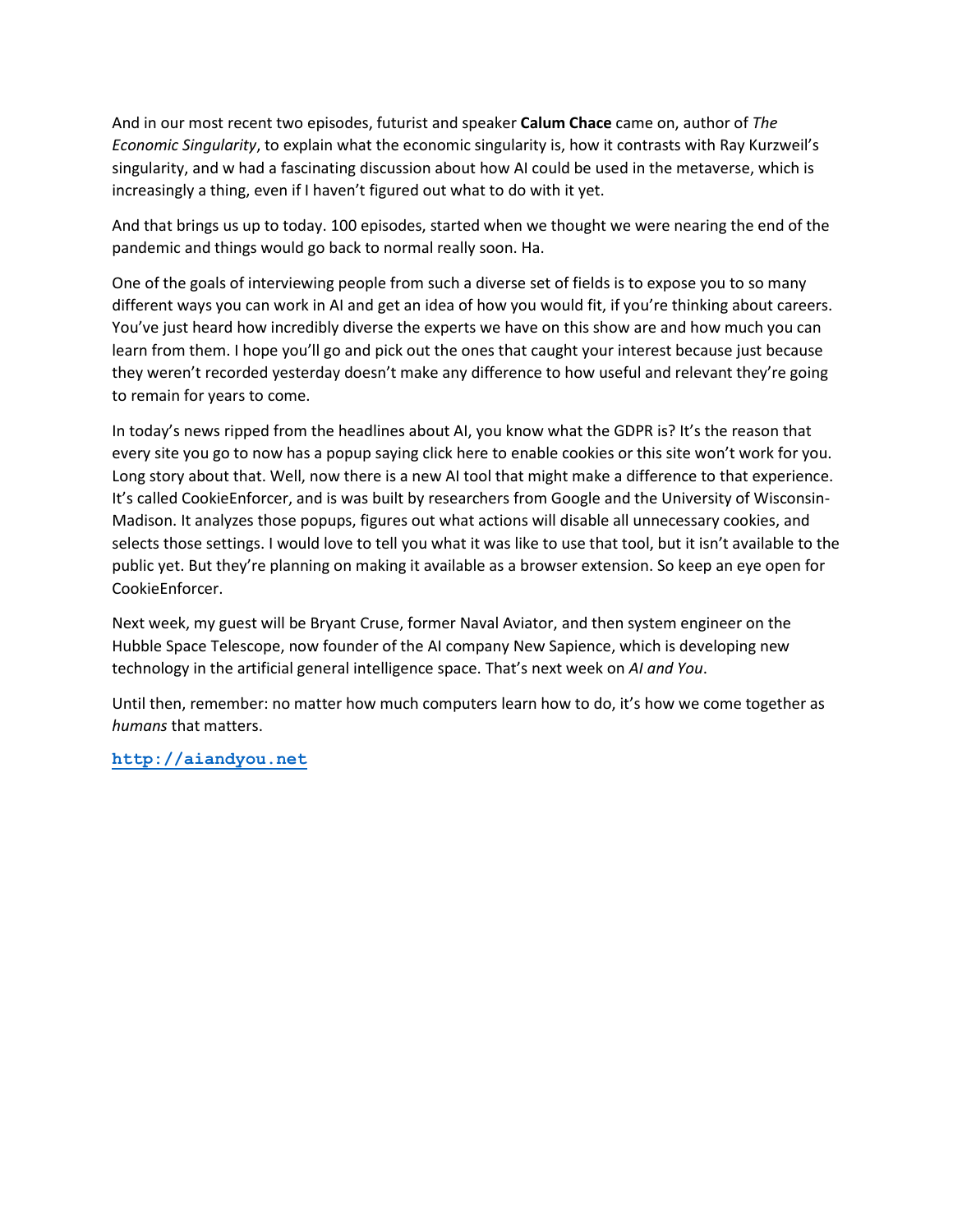And in our most recent two episodes, futurist and speaker **Calum Chace** came on, author of *The Economic Singularity*, to explain what the economic singularity is, how it contrasts with Ray Kurzweil's singularity, and w had a fascinating discussion about how AI could be used in the metaverse, which is increasingly a thing, even if I haven't figured out what to do with it yet.

And that brings us up to today. 100 episodes, started when we thought we were nearing the end of the pandemic and things would go back to normal really soon. Ha.

One of the goals of interviewing people from such a diverse set of fields is to expose you to so many different ways you can work in AI and get an idea of how you would fit, if you're thinking about careers. You've just heard how incredibly diverse the experts we have on this show are and how much you can learn from them. I hope you'll go and pick out the ones that caught your interest because just because they weren't recorded yesterday doesn't make any difference to how useful and relevant they're going to remain for years to come.

In today's news ripped from the headlines about AI, you know what the GDPR is? It's the reason that every site you go to now has a popup saying click here to enable cookies or this site won't work for you. Long story about that. Well, now there is a new AI tool that might make a difference to that experience. It's called CookieEnforcer, and is was built by researchers from Google and the University of Wisconsin-Madison. It analyzes those popups, figures out what actions will disable all unnecessary cookies, and selects those settings. I would love to tell you what it was like to use that tool, but it isn't available to the public yet. But they're planning on making it available as a browser extension. So keep an eye open for CookieEnforcer.

Next week, my guest will be Bryant Cruse, former Naval Aviator, and then system engineer on the Hubble Space Telescope, now founder of the AI company New Sapience, which is developing new technology in the artificial general intelligence space. That's next week on *AI and You*.

Until then, remember: no matter how much computers learn how to do, it's how we come together as *humans* that matters.

**http://aiandyou.net**